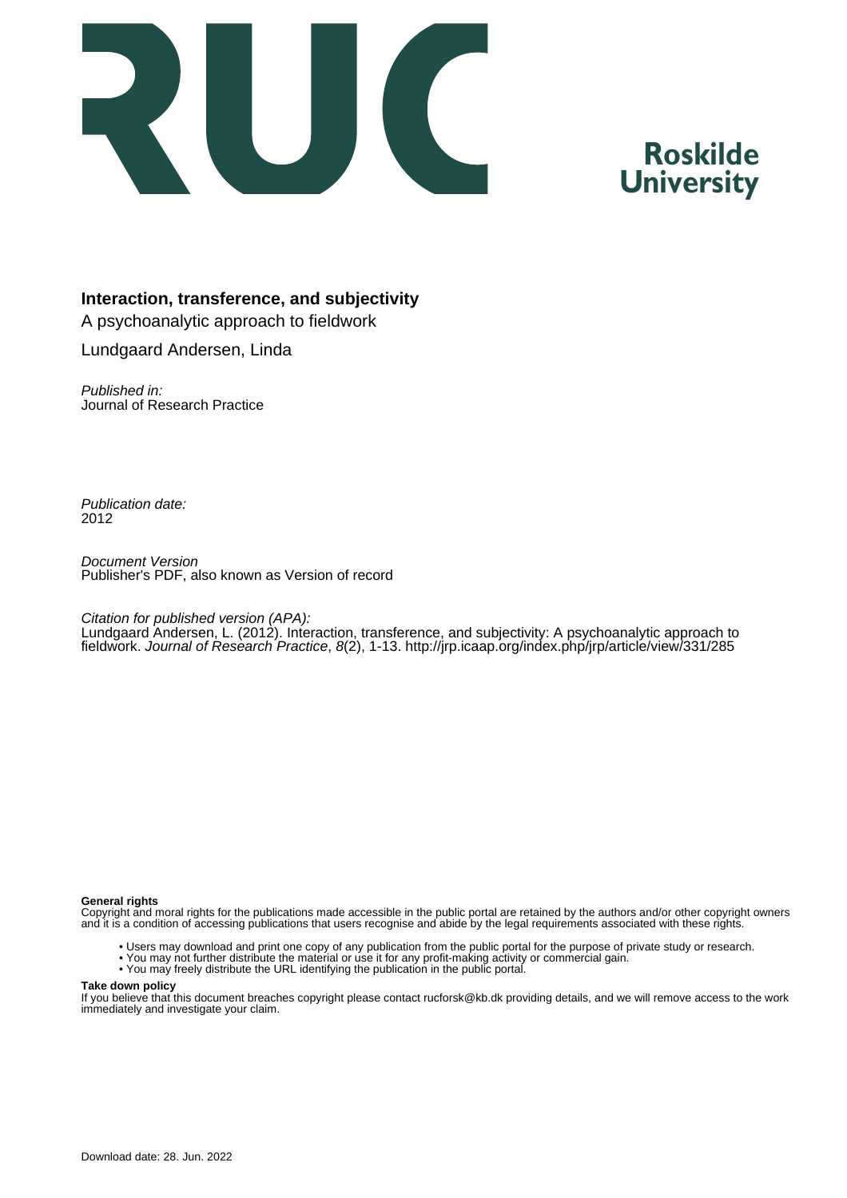Roskilde University

**Interaction, transference, and subjectivity**

A psychoanalytic approach to fieldwork

Lundgaard Andersen, Linda

*Published in:*
Journal of Research Practice

*Publication date:*
2012

*Document Version*
Publisher's PDF, also known as Version of record

*Citation for published version (APA):*
Lundgaard Andersen, L. (2012). Interaction, transference, and subjectivity: A psychoanalytic approach to fieldwork. *Journal of Research Practice*, *8*(2), 1-13. http://jrp.icaap.org/index.php/jrp/article/view/331/285

**General rights**
Copyright and moral rights for the publications made accessible in the public portal are retained by the authors and/or other copyright owners and it is a condition of accessing publications that users recognise and abide by the legal requirements associated with these rights.

- Users may download and print one copy of any publication from the public portal for the purpose of private study or research.
- You may not further distribute the material or use it for any profit-making activity or commercial gain.
- You may freely distribute the URL identifying the publication in the public portal.

**Take down policy**
If you believe that this document breaches copyright please contact rucforsk@kb.dk providing details, and we will remove access to the work immediately and investigate your claim.

Download date: 28. Jun. 2022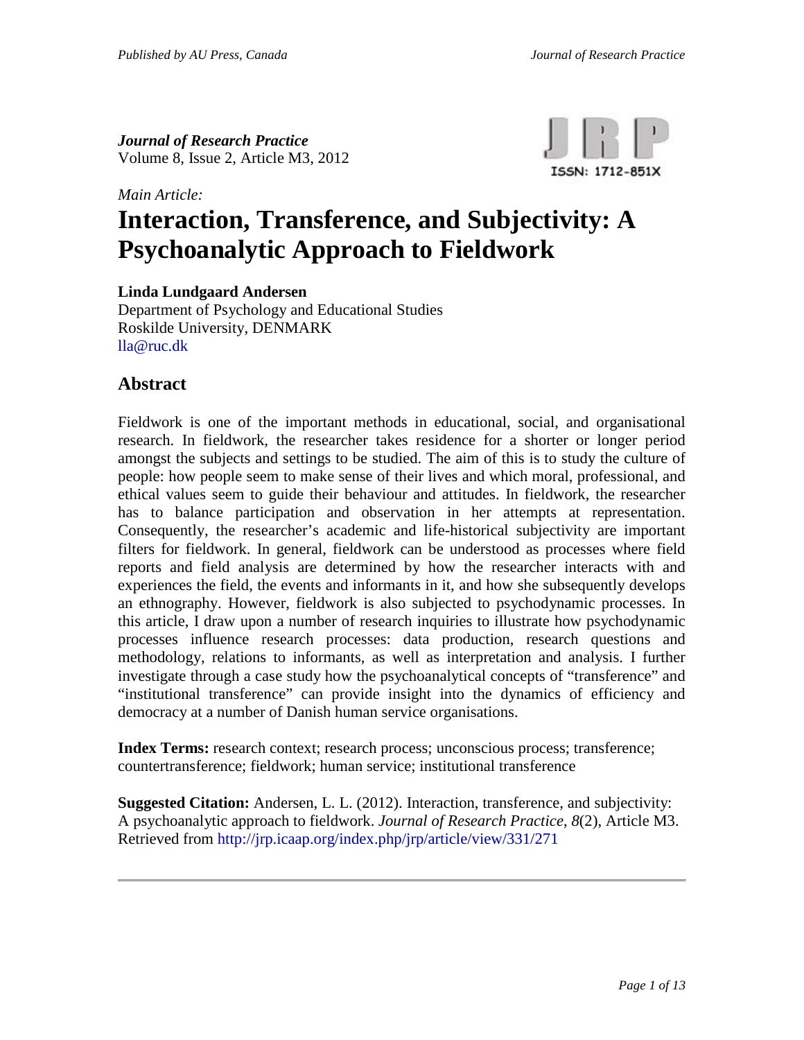*Journal of Research Practice*
Volume 8, Issue 2, Article M3, 2012

*Main Article:*

# Interaction, Transference, and Subjectivity: A Psychoanalytic Approach to Fieldwork

**Linda Lundgaard Andersen**
Department of Psychology and Educational Studies
Roskilde University, DENMARK
lla@ruc.dk

## Abstract

Fieldwork is one of the important methods in educational, social, and organisational research. In fieldwork, the researcher takes residence for a shorter or longer period amongst the subjects and settings to be studied. The aim of this is to study the culture of people: how people seem to make sense of their lives and which moral, professional, and ethical values seem to guide their behaviour and attitudes. In fieldwork, the researcher has to balance participation and observation in her attempts at representation. Consequently, the researcher's academic and life-historical subjectivity are important filters for fieldwork. In general, fieldwork can be understood as processes where field reports and field analysis are determined by how the researcher interacts with and experiences the field, the events and informants in it, and how she subsequently develops an ethnography. However, fieldwork is also subjected to psychodynamic processes. In this article, I draw upon a number of research inquiries to illustrate how psychodynamic processes influence research processes: data production, research questions and methodology, relations to informants, as well as interpretation and analysis. I further investigate through a case study how the psychoanalytical concepts of "transference" and "institutional transference" can provide insight into the dynamics of efficiency and democracy at a number of Danish human service organisations.

**Index Terms:** research context; research process; unconscious process; transference; countertransference; fieldwork; human service; institutional transference

**Suggested Citation:** Andersen, L. L. (2012). Interaction, transference, and subjectivity: A psychoanalytic approach to fieldwork. *Journal of Research Practice*, *8*(2), Article M3. Retrieved from http://jrp.icaap.org/index.php/jrp/article/view/331/271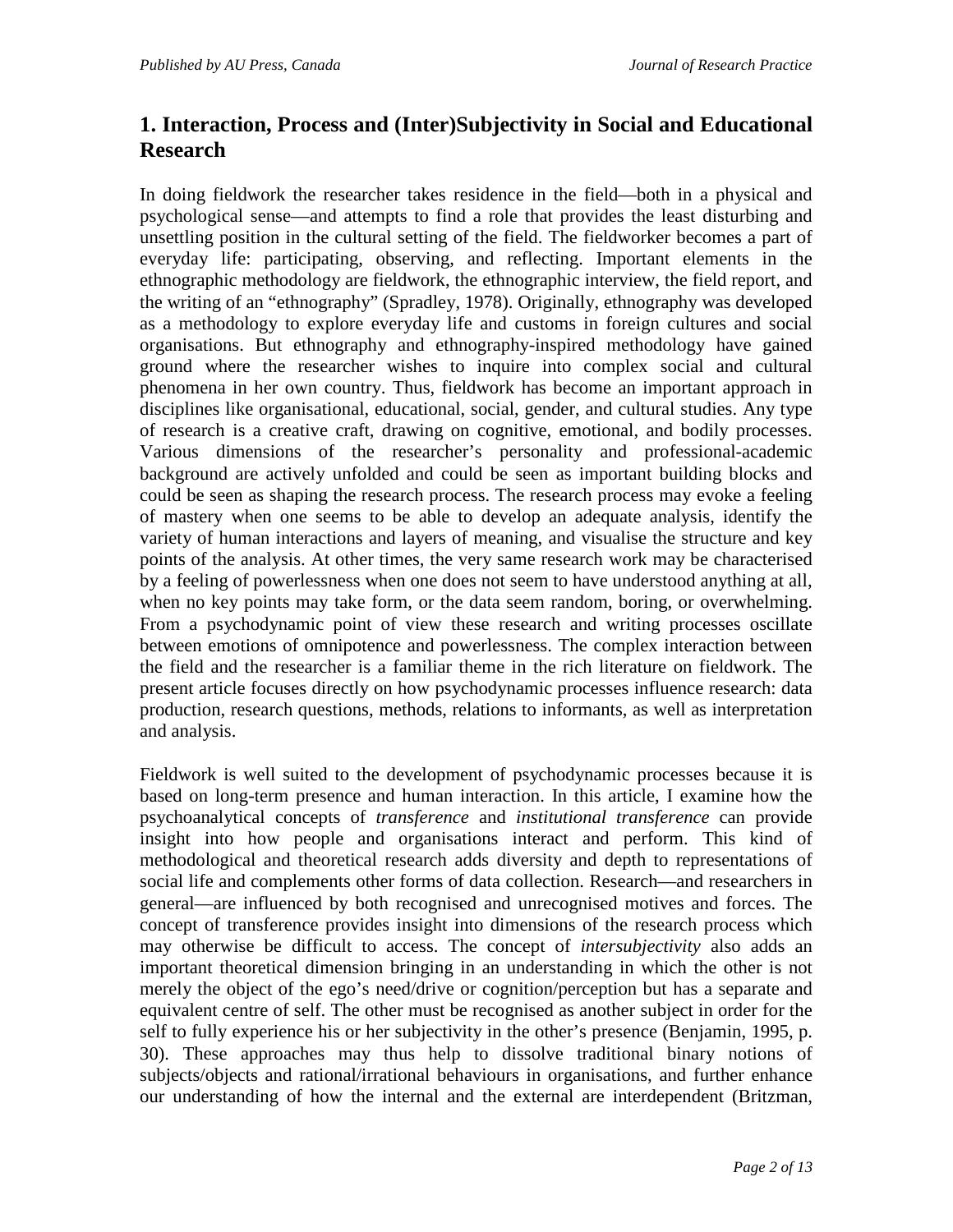## 1. Interaction, Process and (Inter)Subjectivity in Social and Educational Research

In doing fieldwork the researcher takes residence in the field—both in a physical and psychological sense—and attempts to find a role that provides the least disturbing and unsettling position in the cultural setting of the field. The fieldworker becomes a part of everyday life: participating, observing, and reflecting. Important elements in the ethnographic methodology are fieldwork, the ethnographic interview, the field report, and the writing of an "ethnography" (Spradley, 1978). Originally, ethnography was developed as a methodology to explore everyday life and customs in foreign cultures and social organisations. But ethnography and ethnography-inspired methodology have gained ground where the researcher wishes to inquire into complex social and cultural phenomena in her own country. Thus, fieldwork has become an important approach in disciplines like organisational, educational, social, gender, and cultural studies. Any type of research is a creative craft, drawing on cognitive, emotional, and bodily processes. Various dimensions of the researcher's personality and professional-academic background are actively unfolded and could be seen as important building blocks and could be seen as shaping the research process. The research process may evoke a feeling of mastery when one seems to be able to develop an adequate analysis, identify the variety of human interactions and layers of meaning, and visualise the structure and key points of the analysis. At other times, the very same research work may be characterised by a feeling of powerlessness when one does not seem to have understood anything at all, when no key points may take form, or the data seem random, boring, or overwhelming. From a psychodynamic point of view these research and writing processes oscillate between emotions of omnipotence and powerlessness. The complex interaction between the field and the researcher is a familiar theme in the rich literature on fieldwork. The present article focuses directly on how psychodynamic processes influence research: data production, research questions, methods, relations to informants, as well as interpretation and analysis.

Fieldwork is well suited to the development of psychodynamic processes because it is based on long-term presence and human interaction. In this article, I examine how the psychoanalytical concepts of *transference* and *institutional transference* can provide insight into how people and organisations interact and perform. This kind of methodological and theoretical research adds diversity and depth to representations of social life and complements other forms of data collection. Research—and researchers in general—are influenced by both recognised and unrecognised motives and forces. The concept of transference provides insight into dimensions of the research process which may otherwise be difficult to access. The concept of *intersubjectivity* also adds an important theoretical dimension bringing in an understanding in which the other is not merely the object of the ego's need/drive or cognition/perception but has a separate and equivalent centre of self. The other must be recognised as another subject in order for the self to fully experience his or her subjectivity in the other's presence (Benjamin, 1995, p. 30). These approaches may thus help to dissolve traditional binary notions of subjects/objects and rational/irrational behaviours in organisations, and further enhance our understanding of how the internal and the external are interdependent (Britzman,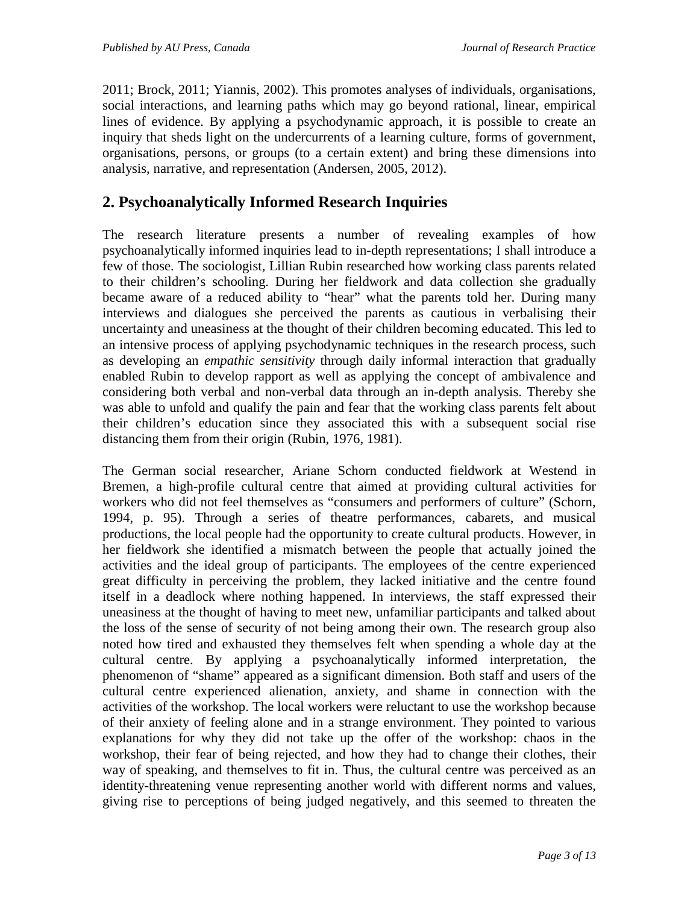2011; Brock, 2011; Yiannis, 2002). This promotes analyses of individuals, organisations, social interactions, and learning paths which may go beyond rational, linear, empirical lines of evidence. By applying a psychodynamic approach, it is possible to create an inquiry that sheds light on the undercurrents of a learning culture, forms of government, organisations, persons, or groups (to a certain extent) and bring these dimensions into analysis, narrative, and representation (Andersen, 2005, 2012).

## 2. Psychoanalytically Informed Research Inquiries

The research literature presents a number of revealing examples of how psychoanalytically informed inquiries lead to in-depth representations; I shall introduce a few of those. The sociologist, Lillian Rubin researched how working class parents related to their children's schooling. During her fieldwork and data collection she gradually became aware of a reduced ability to "hear" what the parents told her. During many interviews and dialogues she perceived the parents as cautious in verbalising their uncertainty and uneasiness at the thought of their children becoming educated. This led to an intensive process of applying psychodynamic techniques in the research process, such as developing an *empathic sensitivity* through daily informal interaction that gradually enabled Rubin to develop rapport as well as applying the concept of ambivalence and considering both verbal and non-verbal data through an in-depth analysis. Thereby she was able to unfold and qualify the pain and fear that the working class parents felt about their children's education since they associated this with a subsequent social rise distancing them from their origin (Rubin, 1976, 1981).

The German social researcher, Ariane Schorn conducted fieldwork at Westend in Bremen, a high-profile cultural centre that aimed at providing cultural activities for workers who did not feel themselves as "consumers and performers of culture" (Schorn, 1994, p. 95). Through a series of theatre performances, cabarets, and musical productions, the local people had the opportunity to create cultural products. However, in her fieldwork she identified a mismatch between the people that actually joined the activities and the ideal group of participants. The employees of the centre experienced great difficulty in perceiving the problem, they lacked initiative and the centre found itself in a deadlock where nothing happened. In interviews, the staff expressed their uneasiness at the thought of having to meet new, unfamiliar participants and talked about the loss of the sense of security of not being among their own. The research group also noted how tired and exhausted they themselves felt when spending a whole day at the cultural centre. By applying a psychoanalytically informed interpretation, the phenomenon of "shame" appeared as a significant dimension. Both staff and users of the cultural centre experienced alienation, anxiety, and shame in connection with the activities of the workshop. The local workers were reluctant to use the workshop because of their anxiety of feeling alone and in a strange environment. They pointed to various explanations for why they did not take up the offer of the workshop: chaos in the workshop, their fear of being rejected, and how they had to change their clothes, their way of speaking, and themselves to fit in. Thus, the cultural centre was perceived as an identity-threatening venue representing another world with different norms and values, giving rise to perceptions of being judged negatively, and this seemed to threaten the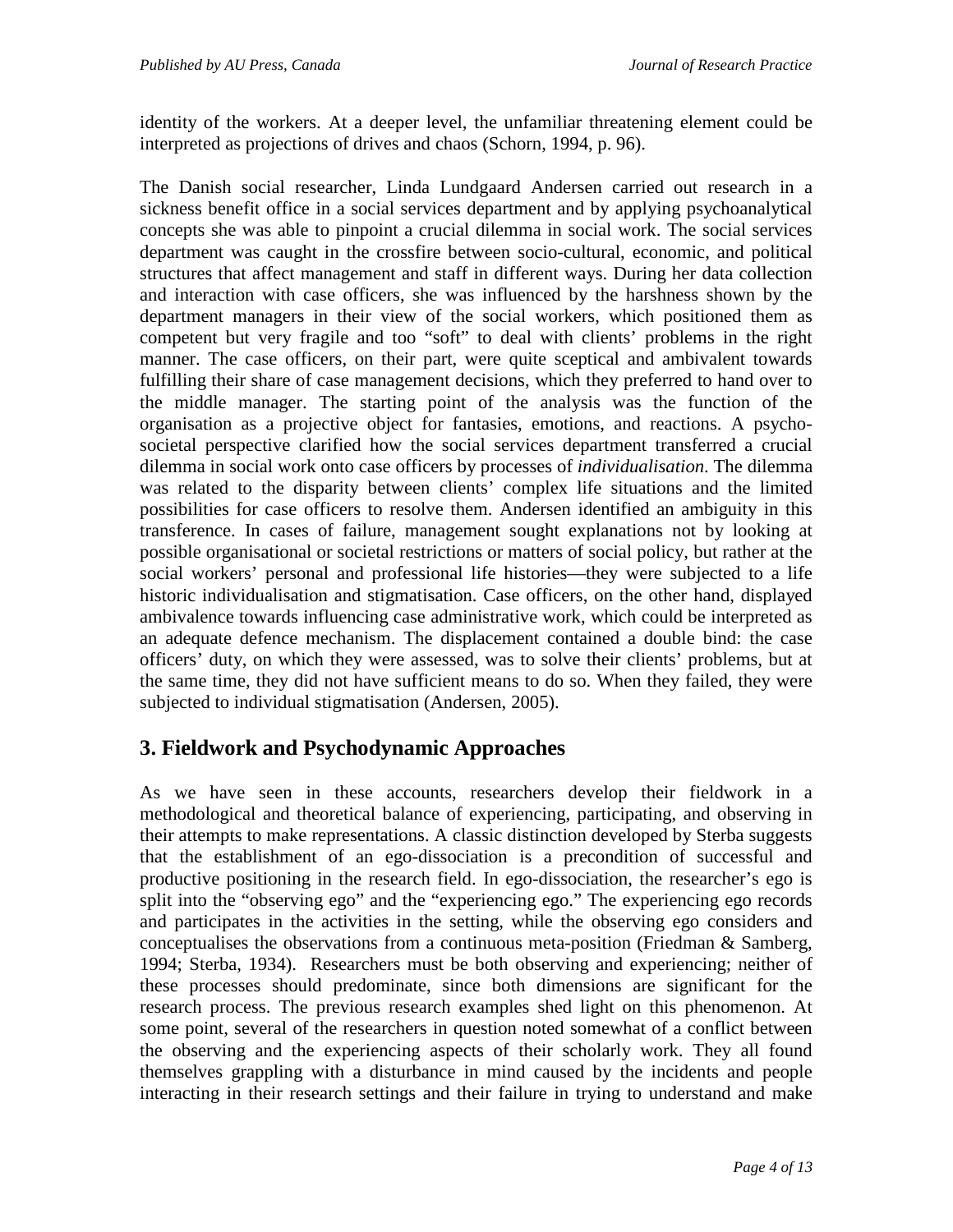identity of the workers. At a deeper level, the unfamiliar threatening element could be interpreted as projections of drives and chaos (Schorn, 1994, p. 96).

The Danish social researcher, Linda Lundgaard Andersen carried out research in a sickness benefit office in a social services department and by applying psychoanalytical concepts she was able to pinpoint a crucial dilemma in social work. The social services department was caught in the crossfire between socio-cultural, economic, and political structures that affect management and staff in different ways. During her data collection and interaction with case officers, she was influenced by the harshness shown by the department managers in their view of the social workers, which positioned them as competent but very fragile and too "soft" to deal with clients' problems in the right manner. The case officers, on their part, were quite sceptical and ambivalent towards fulfilling their share of case management decisions, which they preferred to hand over to the middle manager. The starting point of the analysis was the function of the organisation as a projective object for fantasies, emotions, and reactions. A psycho-societal perspective clarified how the social services department transferred a crucial dilemma in social work onto case officers by processes of *individualisation*. The dilemma was related to the disparity between clients' complex life situations and the limited possibilities for case officers to resolve them. Andersen identified an ambiguity in this transference. In cases of failure, management sought explanations not by looking at possible organisational or societal restrictions or matters of social policy, but rather at the social workers' personal and professional life histories—they were subjected to a life historic individualisation and stigmatisation. Case officers, on the other hand, displayed ambivalence towards influencing case administrative work, which could be interpreted as an adequate defence mechanism. The displacement contained a double bind: the case officers' duty, on which they were assessed, was to solve their clients' problems, but at the same time, they did not have sufficient means to do so. When they failed, they were subjected to individual stigmatisation (Andersen, 2005).

## 3. Fieldwork and Psychodynamic Approaches

As we have seen in these accounts, researchers develop their fieldwork in a methodological and theoretical balance of experiencing, participating, and observing in their attempts to make representations. A classic distinction developed by Sterba suggests that the establishment of an ego-dissociation is a precondition of successful and productive positioning in the research field. In ego-dissociation, the researcher's ego is split into the "observing ego" and the "experiencing ego." The experiencing ego records and participates in the activities in the setting, while the observing ego considers and conceptualises the observations from a continuous meta-position (Friedman & Samberg, 1994; Sterba, 1934). Researchers must be both observing and experiencing; neither of these processes should predominate, since both dimensions are significant for the research process. The previous research examples shed light on this phenomenon. At some point, several of the researchers in question noted somewhat of a conflict between the observing and the experiencing aspects of their scholarly work. They all found themselves grappling with a disturbance in mind caused by the incidents and people interacting in their research settings and their failure in trying to understand and make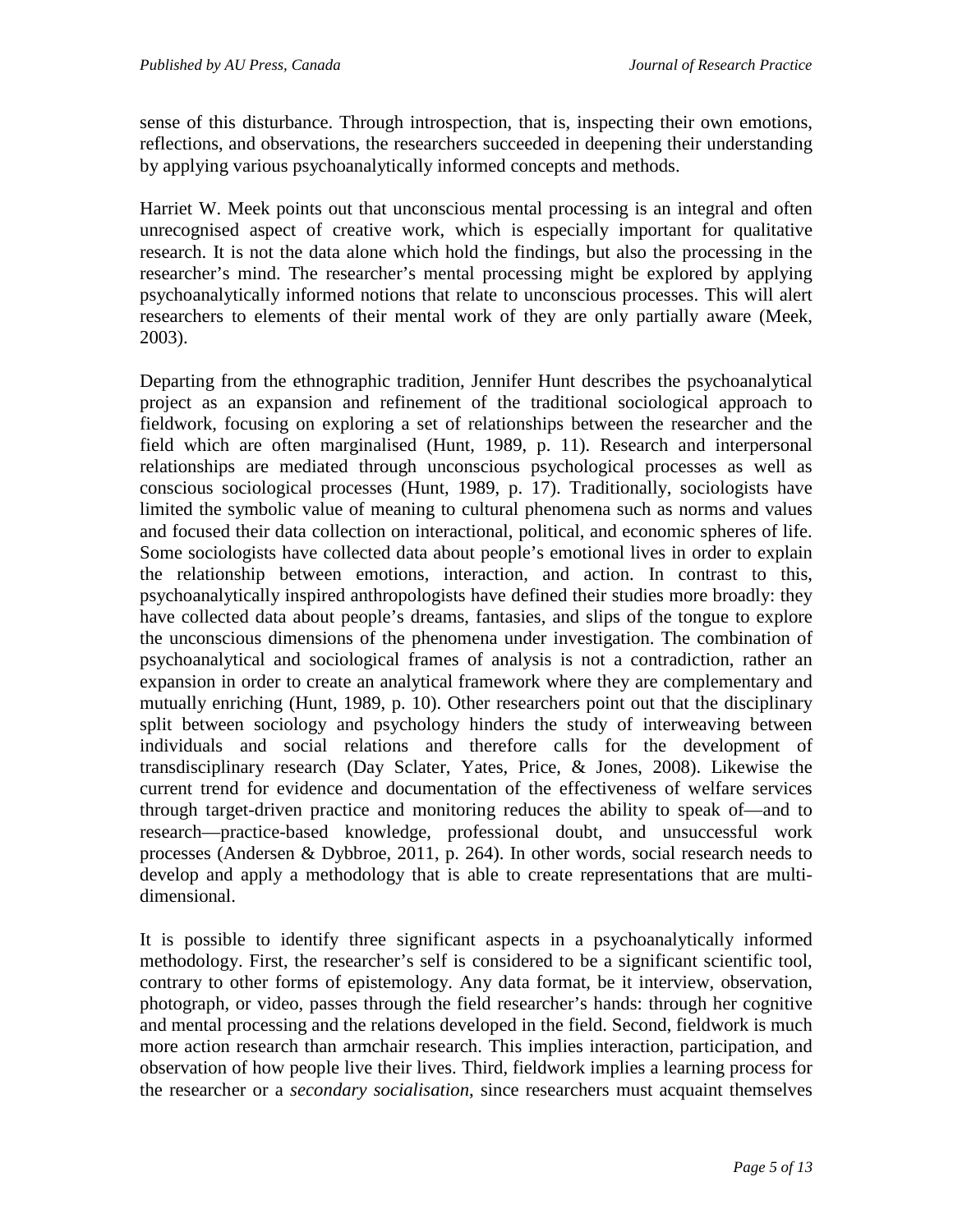sense of this disturbance. Through introspection, that is, inspecting their own emotions, reflections, and observations, the researchers succeeded in deepening their understanding by applying various psychoanalytically informed concepts and methods.

Harriet W. Meek points out that unconscious mental processing is an integral and often unrecognised aspect of creative work, which is especially important for qualitative research. It is not the data alone which hold the findings, but also the processing in the researcher's mind. The researcher's mental processing might be explored by applying psychoanalytically informed notions that relate to unconscious processes. This will alert researchers to elements of their mental work of they are only partially aware (Meek, 2003).

Departing from the ethnographic tradition, Jennifer Hunt describes the psychoanalytical project as an expansion and refinement of the traditional sociological approach to fieldwork, focusing on exploring a set of relationships between the researcher and the field which are often marginalised (Hunt, 1989, p. 11). Research and interpersonal relationships are mediated through unconscious psychological processes as well as conscious sociological processes (Hunt, 1989, p. 17). Traditionally, sociologists have limited the symbolic value of meaning to cultural phenomena such as norms and values and focused their data collection on interactional, political, and economic spheres of life. Some sociologists have collected data about people's emotional lives in order to explain the relationship between emotions, interaction, and action. In contrast to this, psychoanalytically inspired anthropologists have defined their studies more broadly: they have collected data about people's dreams, fantasies, and slips of the tongue to explore the unconscious dimensions of the phenomena under investigation. The combination of psychoanalytical and sociological frames of analysis is not a contradiction, rather an expansion in order to create an analytical framework where they are complementary and mutually enriching (Hunt, 1989, p. 10). Other researchers point out that the disciplinary split between sociology and psychology hinders the study of interweaving between individuals and social relations and therefore calls for the development of transdisciplinary research (Day Sclater, Yates, Price, & Jones, 2008). Likewise the current trend for evidence and documentation of the effectiveness of welfare services through target-driven practice and monitoring reduces the ability to speak of—and to research—practice-based knowledge, professional doubt, and unsuccessful work processes (Andersen & Dybbroe, 2011, p. 264). In other words, social research needs to develop and apply a methodology that is able to create representations that are multi-dimensional.

It is possible to identify three significant aspects in a psychoanalytically informed methodology. First, the researcher's self is considered to be a significant scientific tool, contrary to other forms of epistemology. Any data format, be it interview, observation, photograph, or video, passes through the field researcher's hands: through her cognitive and mental processing and the relations developed in the field. Second, fieldwork is much more action research than armchair research. This implies interaction, participation, and observation of how people live their lives. Third, fieldwork implies a learning process for the researcher or a *secondary socialisation*, since researchers must acquaint themselves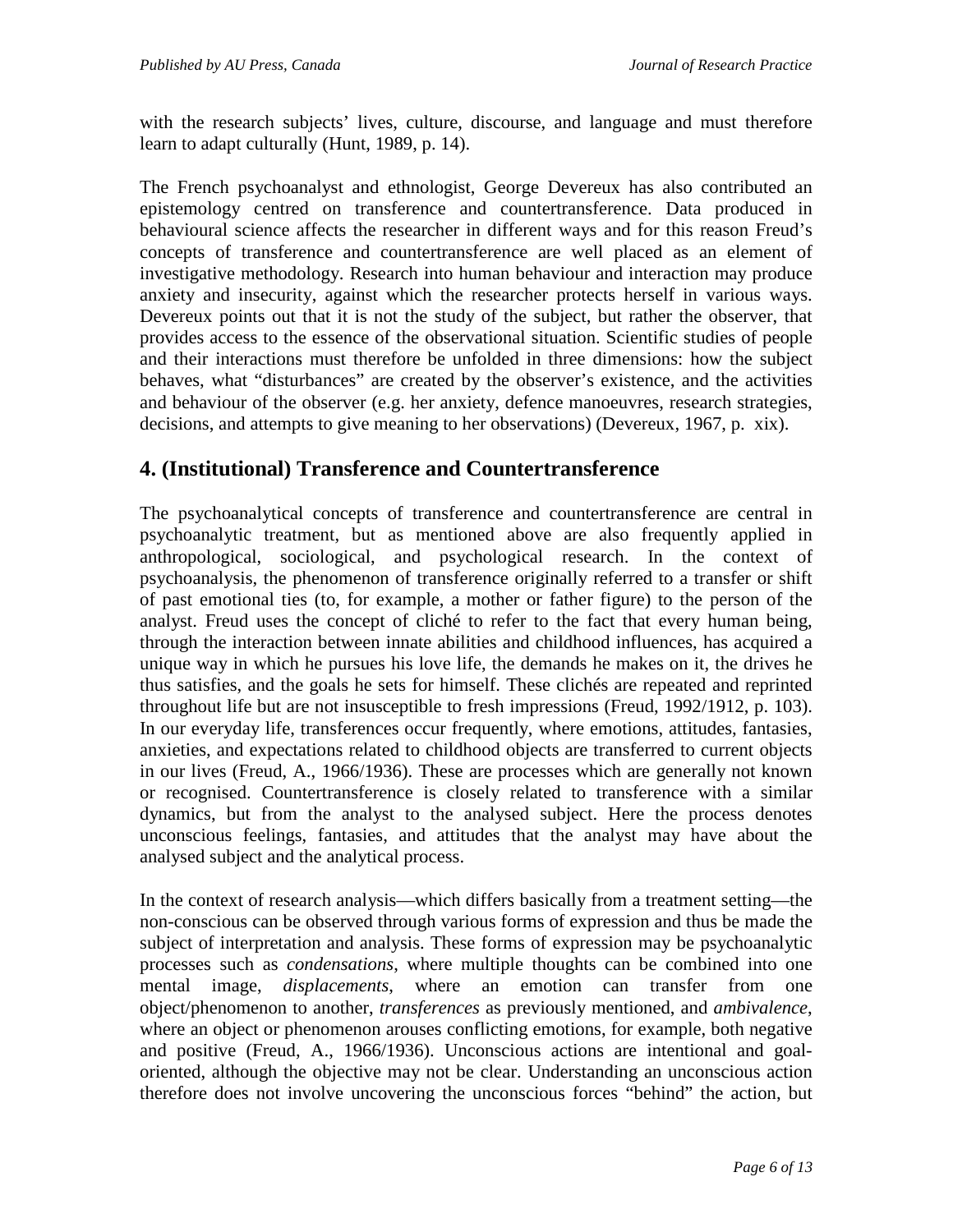with the research subjects' lives, culture, discourse, and language and must therefore learn to adapt culturally (Hunt, 1989, p. 14).

The French psychoanalyst and ethnologist, George Devereux has also contributed an epistemology centred on transference and countertransference. Data produced in behavioural science affects the researcher in different ways and for this reason Freud's concepts of transference and countertransference are well placed as an element of investigative methodology. Research into human behaviour and interaction may produce anxiety and insecurity, against which the researcher protects herself in various ways. Devereux points out that it is not the study of the subject, but rather the observer, that provides access to the essence of the observational situation. Scientific studies of people and their interactions must therefore be unfolded in three dimensions: how the subject behaves, what "disturbances" are created by the observer's existence, and the activities and behaviour of the observer (e.g. her anxiety, defence manoeuvres, research strategies, decisions, and attempts to give meaning to her observations) (Devereux, 1967, p. xix).

## 4. (Institutional) Transference and Countertransference

The psychoanalytical concepts of transference and countertransference are central in psychoanalytic treatment, but as mentioned above are also frequently applied in anthropological, sociological, and psychological research. In the context of psychoanalysis, the phenomenon of transference originally referred to a transfer or shift of past emotional ties (to, for example, a mother or father figure) to the person of the analyst. Freud uses the concept of cliché to refer to the fact that every human being, through the interaction between innate abilities and childhood influences, has acquired a unique way in which he pursues his love life, the demands he makes on it, the drives he thus satisfies, and the goals he sets for himself. These clichés are repeated and reprinted throughout life but are not insusceptible to fresh impressions (Freud, 1992/1912, p. 103). In our everyday life, transferences occur frequently, where emotions, attitudes, fantasies, anxieties, and expectations related to childhood objects are transferred to current objects in our lives (Freud, A., 1966/1936). These are processes which are generally not known or recognised. Countertransference is closely related to transference with a similar dynamics, but from the analyst to the analysed subject. Here the process denotes unconscious feelings, fantasies, and attitudes that the analyst may have about the analysed subject and the analytical process.

In the context of research analysis—which differs basically from a treatment setting—the non-conscious can be observed through various forms of expression and thus be made the subject of interpretation and analysis. These forms of expression may be psychoanalytic processes such as *condensations*, where multiple thoughts can be combined into one mental image, *displacements*, where an emotion can transfer from one object/phenomenon to another, *transferences* as previously mentioned, and *ambivalence*, where an object or phenomenon arouses conflicting emotions, for example, both negative and positive (Freud, A., 1966/1936). Unconscious actions are intentional and goal-oriented, although the objective may not be clear. Understanding an unconscious action therefore does not involve uncovering the unconscious forces "behind" the action, but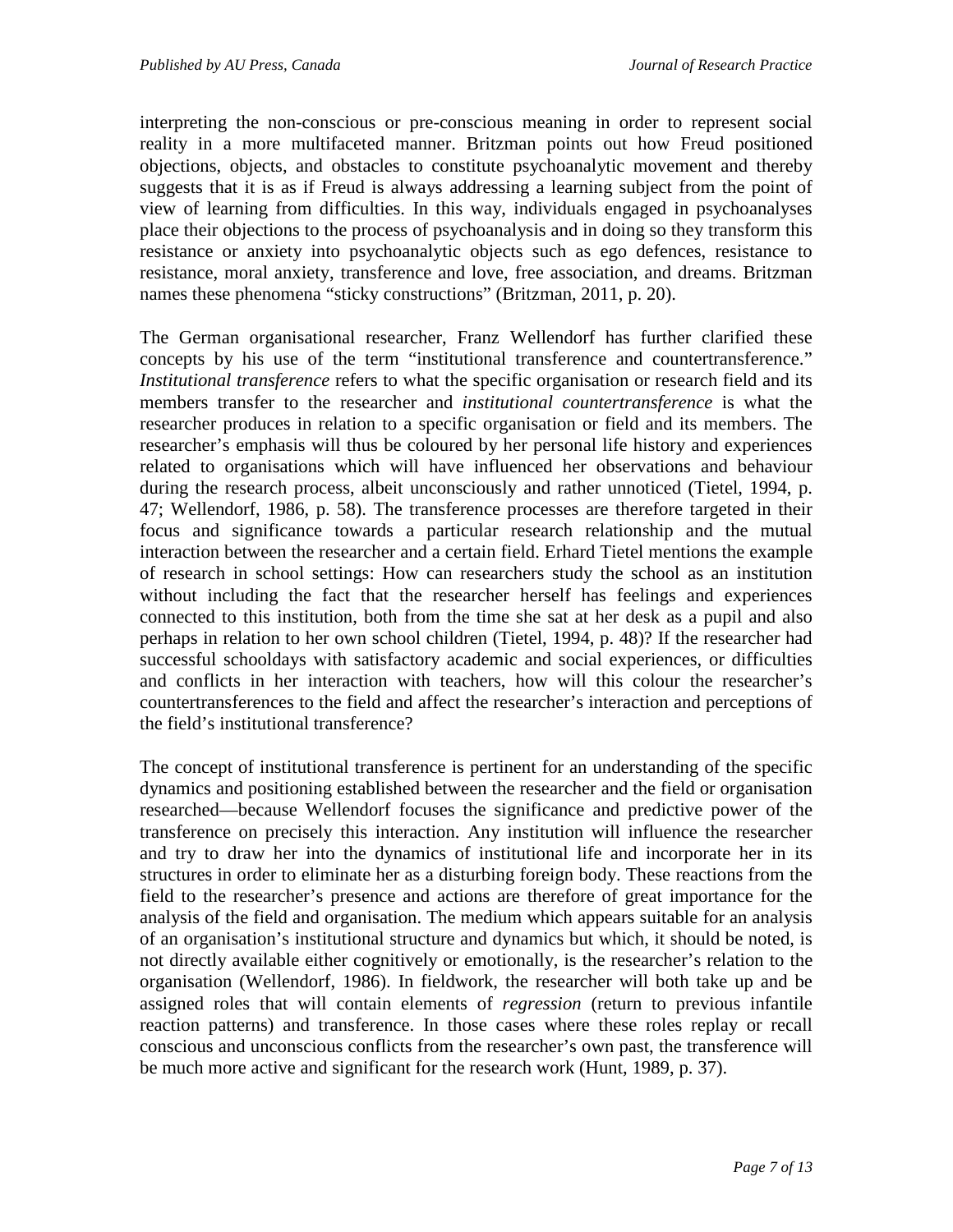interpreting the non-conscious or pre-conscious meaning in order to represent social reality in a more multifaceted manner. Britzman points out how Freud positioned objections, objects, and obstacles to constitute psychoanalytic movement and thereby suggests that it is as if Freud is always addressing a learning subject from the point of view of learning from difficulties. In this way, individuals engaged in psychoanalyses place their objections to the process of psychoanalysis and in doing so they transform this resistance or anxiety into psychoanalytic objects such as ego defences, resistance to resistance, moral anxiety, transference and love, free association, and dreams. Britzman names these phenomena "sticky constructions" (Britzman, 2011, p. 20).

The German organisational researcher, Franz Wellendorf has further clarified these concepts by his use of the term "institutional transference and countertransference." *Institutional transference* refers to what the specific organisation or research field and its members transfer to the researcher and *institutional countertransference* is what the researcher produces in relation to a specific organisation or field and its members. The researcher's emphasis will thus be coloured by her personal life history and experiences related to organisations which will have influenced her observations and behaviour during the research process, albeit unconsciously and rather unnoticed (Tietel, 1994, p. 47; Wellendorf, 1986, p. 58). The transference processes are therefore targeted in their focus and significance towards a particular research relationship and the mutual interaction between the researcher and a certain field. Erhard Tietel mentions the example of research in school settings: How can researchers study the school as an institution without including the fact that the researcher herself has feelings and experiences connected to this institution, both from the time she sat at her desk as a pupil and also perhaps in relation to her own school children (Tietel, 1994, p. 48)? If the researcher had successful schooldays with satisfactory academic and social experiences, or difficulties and conflicts in her interaction with teachers, how will this colour the researcher's countertransferences to the field and affect the researcher's interaction and perceptions of the field's institutional transference?

The concept of institutional transference is pertinent for an understanding of the specific dynamics and positioning established between the researcher and the field or organisation researched—because Wellendorf focuses the significance and predictive power of the transference on precisely this interaction. Any institution will influence the researcher and try to draw her into the dynamics of institutional life and incorporate her in its structures in order to eliminate her as a disturbing foreign body. These reactions from the field to the researcher's presence and actions are therefore of great importance for the analysis of the field and organisation. The medium which appears suitable for an analysis of an organisation's institutional structure and dynamics but which, it should be noted, is not directly available either cognitively or emotionally, is the researcher's relation to the organisation (Wellendorf, 1986). In fieldwork, the researcher will both take up and be assigned roles that will contain elements of *regression* (return to previous infantile reaction patterns) and transference. In those cases where these roles replay or recall conscious and unconscious conflicts from the researcher's own past, the transference will be much more active and significant for the research work (Hunt, 1989, p. 37).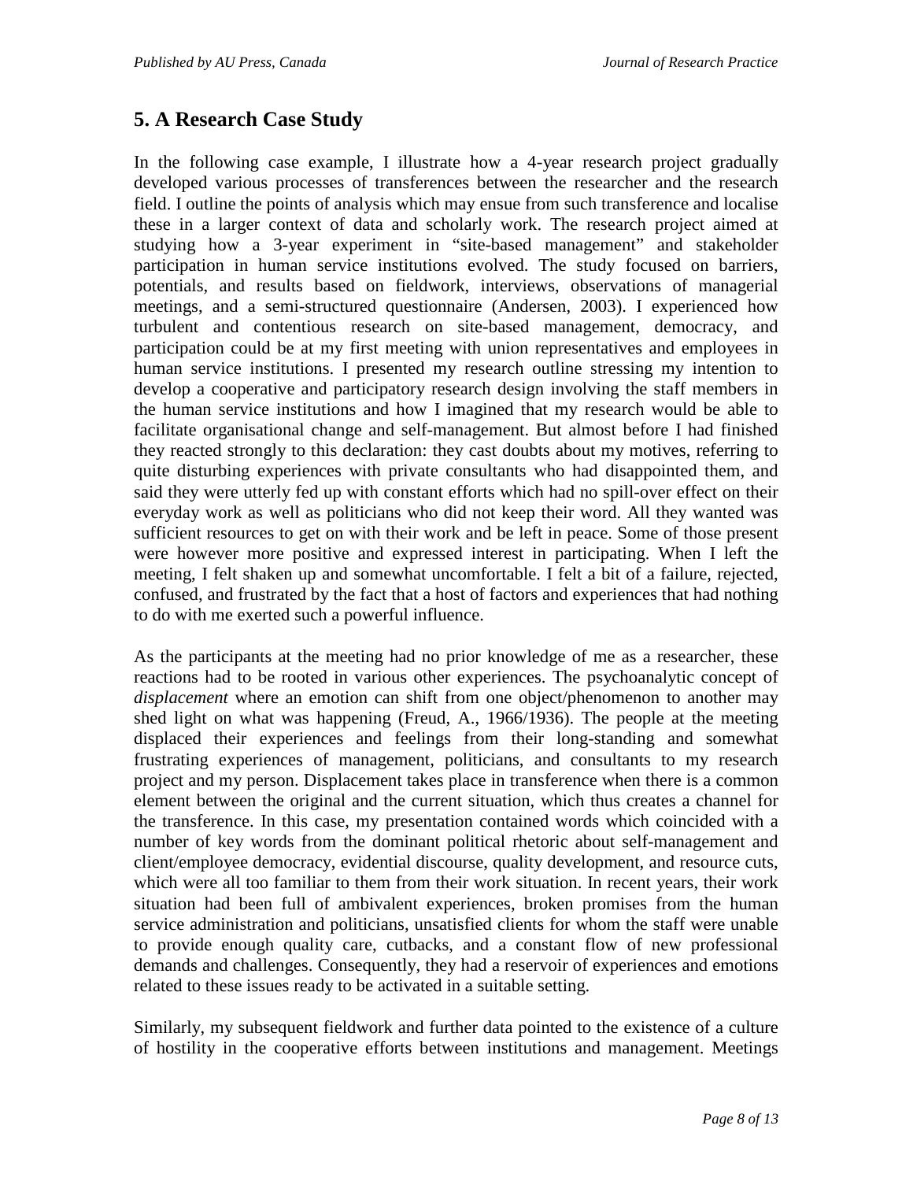## 5. A Research Case Study

In the following case example, I illustrate how a 4-year research project gradually developed various processes of transferences between the researcher and the research field. I outline the points of analysis which may ensue from such transference and localise these in a larger context of data and scholarly work. The research project aimed at studying how a 3-year experiment in "site-based management" and stakeholder participation in human service institutions evolved. The study focused on barriers, potentials, and results based on fieldwork, interviews, observations of managerial meetings, and a semi-structured questionnaire (Andersen, 2003). I experienced how turbulent and contentious research on site-based management, democracy, and participation could be at my first meeting with union representatives and employees in human service institutions. I presented my research outline stressing my intention to develop a cooperative and participatory research design involving the staff members in the human service institutions and how I imagined that my research would be able to facilitate organisational change and self-management. But almost before I had finished they reacted strongly to this declaration: they cast doubts about my motives, referring to quite disturbing experiences with private consultants who had disappointed them, and said they were utterly fed up with constant efforts which had no spill-over effect on their everyday work as well as politicians who did not keep their word. All they wanted was sufficient resources to get on with their work and be left in peace. Some of those present were however more positive and expressed interest in participating. When I left the meeting, I felt shaken up and somewhat uncomfortable. I felt a bit of a failure, rejected, confused, and frustrated by the fact that a host of factors and experiences that had nothing to do with me exerted such a powerful influence.

As the participants at the meeting had no prior knowledge of me as a researcher, these reactions had to be rooted in various other experiences. The psychoanalytic concept of *displacement* where an emotion can shift from one object/phenomenon to another may shed light on what was happening (Freud, A., 1966/1936). The people at the meeting displaced their experiences and feelings from their long-standing and somewhat frustrating experiences of management, politicians, and consultants to my research project and my person. Displacement takes place in transference when there is a common element between the original and the current situation, which thus creates a channel for the transference. In this case, my presentation contained words which coincided with a number of key words from the dominant political rhetoric about self-management and client/employee democracy, evidential discourse, quality development, and resource cuts, which were all too familiar to them from their work situation. In recent years, their work situation had been full of ambivalent experiences, broken promises from the human service administration and politicians, unsatisfied clients for whom the staff were unable to provide enough quality care, cutbacks, and a constant flow of new professional demands and challenges. Consequently, they had a reservoir of experiences and emotions related to these issues ready to be activated in a suitable setting.

Similarly, my subsequent fieldwork and further data pointed to the existence of a culture of hostility in the cooperative efforts between institutions and management. Meetings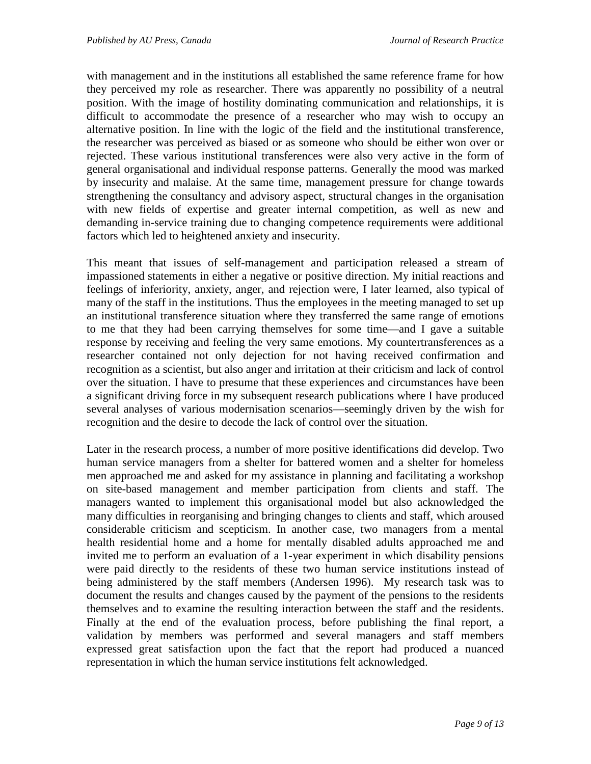with management and in the institutions all established the same reference frame for how they perceived my role as researcher. There was apparently no possibility of a neutral position. With the image of hostility dominating communication and relationships, it is difficult to accommodate the presence of a researcher who may wish to occupy an alternative position. In line with the logic of the field and the institutional transference, the researcher was perceived as biased or as someone who should be either won over or rejected. These various institutional transferences were also very active in the form of general organisational and individual response patterns. Generally the mood was marked by insecurity and malaise. At the same time, management pressure for change towards strengthening the consultancy and advisory aspect, structural changes in the organisation with new fields of expertise and greater internal competition, as well as new and demanding in-service training due to changing competence requirements were additional factors which led to heightened anxiety and insecurity.

This meant that issues of self-management and participation released a stream of impassioned statements in either a negative or positive direction. My initial reactions and feelings of inferiority, anxiety, anger, and rejection were, I later learned, also typical of many of the staff in the institutions. Thus the employees in the meeting managed to set up an institutional transference situation where they transferred the same range of emotions to me that they had been carrying themselves for some time—and I gave a suitable response by receiving and feeling the very same emotions. My countertransferences as a researcher contained not only dejection for not having received confirmation and recognition as a scientist, but also anger and irritation at their criticism and lack of control over the situation. I have to presume that these experiences and circumstances have been a significant driving force in my subsequent research publications where I have produced several analyses of various modernisation scenarios—seemingly driven by the wish for recognition and the desire to decode the lack of control over the situation.

Later in the research process, a number of more positive identifications did develop. Two human service managers from a shelter for battered women and a shelter for homeless men approached me and asked for my assistance in planning and facilitating a workshop on site-based management and member participation from clients and staff. The managers wanted to implement this organisational model but also acknowledged the many difficulties in reorganising and bringing changes to clients and staff, which aroused considerable criticism and scepticism. In another case, two managers from a mental health residential home and a home for mentally disabled adults approached me and invited me to perform an evaluation of a 1-year experiment in which disability pensions were paid directly to the residents of these two human service institutions instead of being administered by the staff members (Andersen 1996). My research task was to document the results and changes caused by the payment of the pensions to the residents themselves and to examine the resulting interaction between the staff and the residents. Finally at the end of the evaluation process, before publishing the final report, a validation by members was performed and several managers and staff members expressed great satisfaction upon the fact that the report had produced a nuanced representation in which the human service institutions felt acknowledged.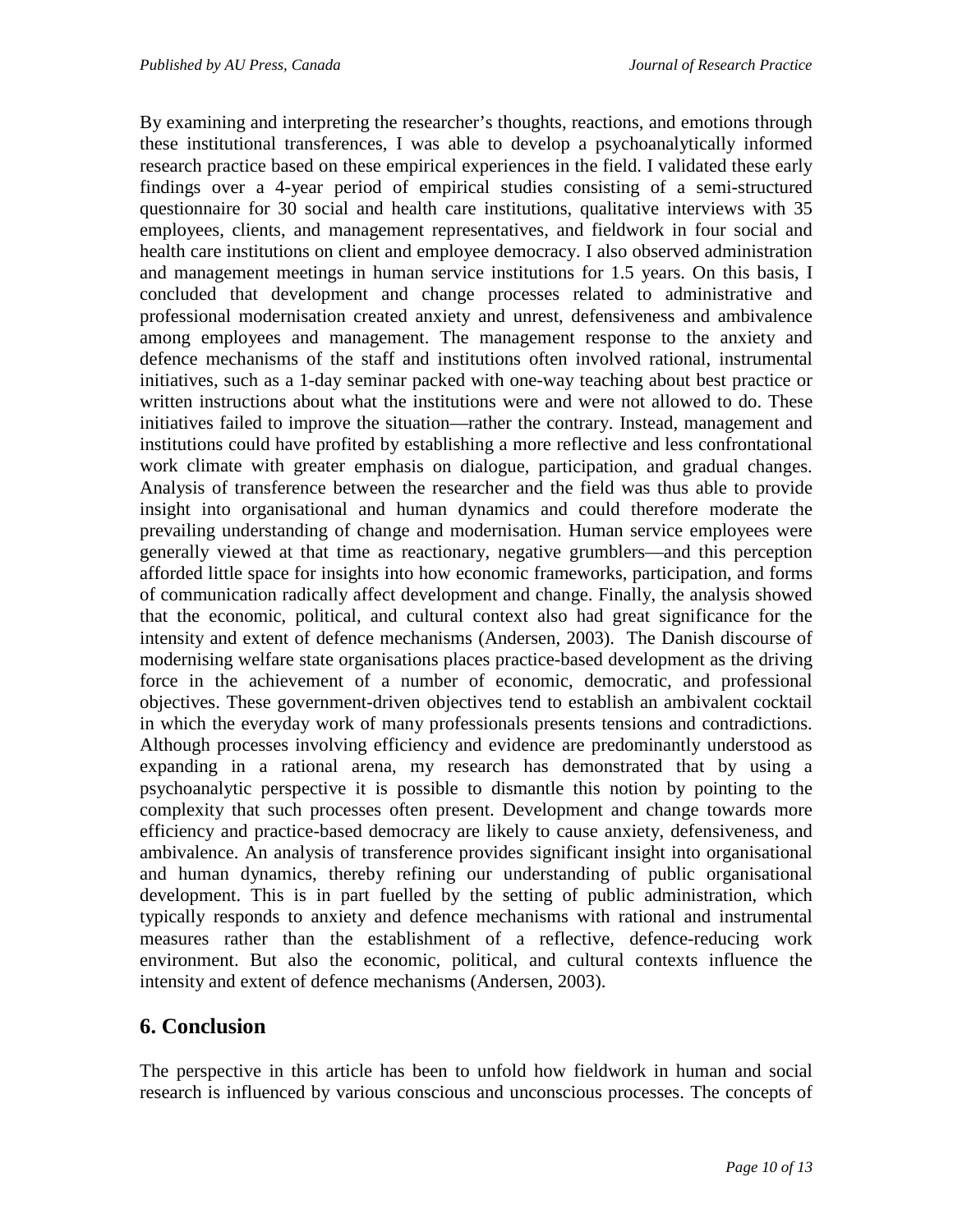By examining and interpreting the researcher's thoughts, reactions, and emotions through these institutional transferences, I was able to develop a psychoanalytically informed research practice based on these empirical experiences in the field. I validated these early findings over a 4-year period of empirical studies consisting of a semi-structured questionnaire for 30 social and health care institutions, qualitative interviews with 35 employees, clients, and management representatives, and fieldwork in four social and health care institutions on client and employee democracy. I also observed administration and management meetings in human service institutions for 1.5 years. On this basis, I concluded that development and change processes related to administrative and professional modernisation created anxiety and unrest, defensiveness and ambivalence among employees and management. The management response to the anxiety and defence mechanisms of the staff and institutions often involved rational, instrumental initiatives, such as a 1-day seminar packed with one-way teaching about best practice or written instructions about what the institutions were and were not allowed to do. These initiatives failed to improve the situation—rather the contrary. Instead, management and institutions could have profited by establishing a more reflective and less confrontational work climate with greater emphasis on dialogue, participation, and gradual changes. Analysis of transference between the researcher and the field was thus able to provide insight into organisational and human dynamics and could therefore moderate the prevailing understanding of change and modernisation. Human service employees were generally viewed at that time as reactionary, negative grumblers—and this perception afforded little space for insights into how economic frameworks, participation, and forms of communication radically affect development and change. Finally, the analysis showed that the economic, political, and cultural context also had great significance for the intensity and extent of defence mechanisms (Andersen, 2003). The Danish discourse of modernising welfare state organisations places practice-based development as the driving force in the achievement of a number of economic, democratic, and professional objectives. These government-driven objectives tend to establish an ambivalent cocktail in which the everyday work of many professionals presents tensions and contradictions. Although processes involving efficiency and evidence are predominantly understood as expanding in a rational arena, my research has demonstrated that by using a psychoanalytic perspective it is possible to dismantle this notion by pointing to the complexity that such processes often present. Development and change towards more efficiency and practice-based democracy are likely to cause anxiety, defensiveness, and ambivalence. An analysis of transference provides significant insight into organisational and human dynamics, thereby refining our understanding of public organisational development. This is in part fuelled by the setting of public administration, which typically responds to anxiety and defence mechanisms with rational and instrumental measures rather than the establishment of a reflective, defence-reducing work environment. But also the economic, political, and cultural contexts influence the intensity and extent of defence mechanisms (Andersen, 2003).

## 6. Conclusion

The perspective in this article has been to unfold how fieldwork in human and social research is influenced by various conscious and unconscious processes. The concepts of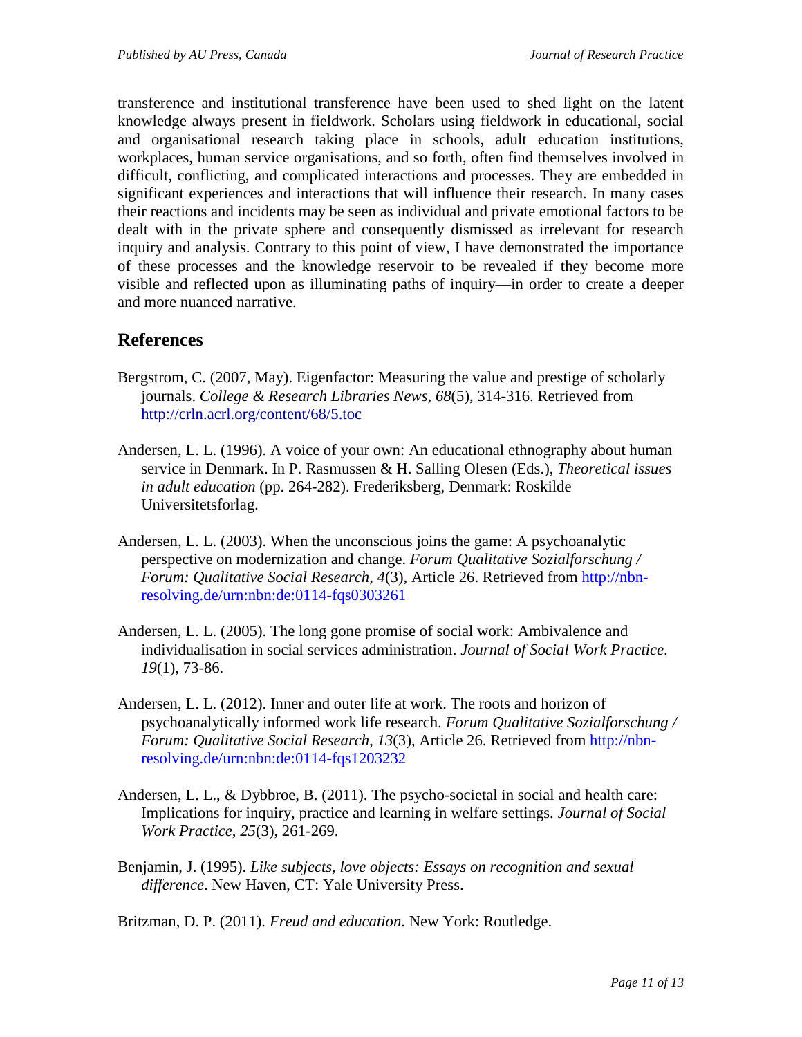transference and institutional transference have been used to shed light on the latent knowledge always present in fieldwork. Scholars using fieldwork in educational, social and organisational research taking place in schools, adult education institutions, workplaces, human service organisations, and so forth, often find themselves involved in difficult, conflicting, and complicated interactions and processes. They are embedded in significant experiences and interactions that will influence their research. In many cases their reactions and incidents may be seen as individual and private emotional factors to be dealt with in the private sphere and consequently dismissed as irrelevant for research inquiry and analysis. Contrary to this point of view, I have demonstrated the importance of these processes and the knowledge reservoir to be revealed if they become more visible and reflected upon as illuminating paths of inquiry—in order to create a deeper and more nuanced narrative.

## References

Bergstrom, C. (2007, May). Eigenfactor: Measuring the value and prestige of scholarly journals. *College & Research Libraries News*, *68*(5), 314-316. Retrieved from http://crln.acrl.org/content/68/5.toc

Andersen, L. L. (1996). A voice of your own: An educational ethnography about human service in Denmark. In P. Rasmussen & H. Salling Olesen (Eds.), *Theoretical issues in adult education* (pp. 264-282). Frederiksberg, Denmark: Roskilde Universitetsforlag.

Andersen, L. L. (2003). When the unconscious joins the game: A psychoanalytic perspective on modernization and change. *Forum Qualitative Sozialforschung / Forum: Qualitative Social Research*, *4*(3), Article 26. Retrieved from http://nbn-resolving.de/urn:nbn:de:0114-fqs0303261

Andersen, L. L. (2005). The long gone promise of social work: Ambivalence and individualisation in social services administration. *Journal of Social Work Practice*. *19*(1), 73-86.

Andersen, L. L. (2012). Inner and outer life at work. The roots and horizon of psychoanalytically informed work life research. *Forum Qualitative Sozialforschung / Forum: Qualitative Social Research*, *13*(3), Article 26. Retrieved from http://nbn-resolving.de/urn:nbn:de:0114-fqs1203232

Andersen, L. L., & Dybbroe, B. (2011). The psycho-societal in social and health care: Implications for inquiry, practice and learning in welfare settings. *Journal of Social Work Practice*, *25*(3), 261-269.

Benjamin, J. (1995). *Like subjects, love objects: Essays on recognition and sexual difference*. New Haven, CT: Yale University Press.

Britzman, D. P. (2011). *Freud and education*. New York: Routledge.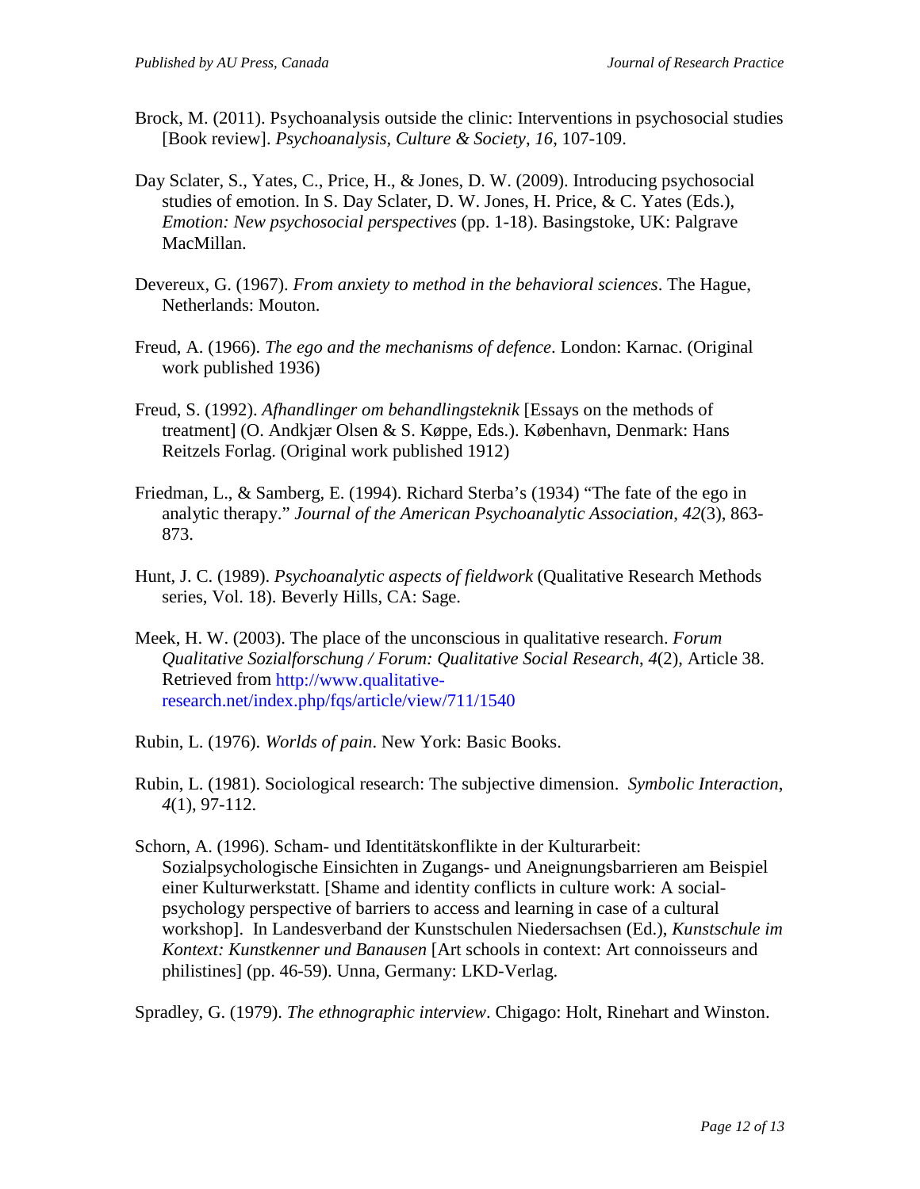Brock, M. (2011). Psychoanalysis outside the clinic: Interventions in psychosocial studies [Book review]. *Psychoanalysis, Culture & Society*, *16*, 107-109.

Day Sclater, S., Yates, C., Price, H., & Jones, D. W. (2009). Introducing psychosocial studies of emotion. In S. Day Sclater, D. W. Jones, H. Price, & C. Yates (Eds.), *Emotion: New psychosocial perspectives* (pp. 1-18). Basingstoke, UK: Palgrave MacMillan.

Devereux, G. (1967). *From anxiety to method in the behavioral sciences*. The Hague, Netherlands: Mouton.

Freud, A. (1966). *The ego and the mechanisms of defence*. London: Karnac. (Original work published 1936)

Freud, S. (1992). *Afhandlinger om behandlingsteknik* [Essays on the methods of treatment] (O. Andkjær Olsen & S. Køppe, Eds.). København, Denmark: Hans Reitzels Forlag. (Original work published 1912)

Friedman, L., & Samberg, E. (1994). Richard Sterba's (1934) "The fate of the ego in analytic therapy." *Journal of the American Psychoanalytic Association*, *42*(3), 863-873.

Hunt, J. C. (1989). *Psychoanalytic aspects of fieldwork* (Qualitative Research Methods series, Vol. 18). Beverly Hills, CA: Sage.

Meek, H. W. (2003). The place of the unconscious in qualitative research. *Forum Qualitative Sozialforschung / Forum: Qualitative Social Research*, *4*(2), Article 38. Retrieved from http://www.qualitative-research.net/index.php/fqs/article/view/711/1540

Rubin, L. (1976). *Worlds of pain*. New York: Basic Books.

Rubin, L. (1981). Sociological research: The subjective dimension. *Symbolic Interaction*, *4*(1), 97-112.

Schorn, A. (1996). Scham- und Identitätskonflikte in der Kulturarbeit: Sozialpsychologische Einsichten in Zugangs- und Aneignungsbarrieren am Beispiel einer Kulturwerkstatt. [Shame and identity conflicts in culture work: A social-psychology perspective of barriers to access and learning in case of a cultural workshop]. In Landesverband der Kunstschulen Niedersachsen (Ed.), *Kunstschule im Kontext: Kunstkenner und Banausen* [Art schools in context: Art connoisseurs and philistines] (pp. 46-59). Unna, Germany: LKD-Verlag.

Spradley, G. (1979). *The ethnographic interview*. Chigago: Holt, Rinehart and Winston.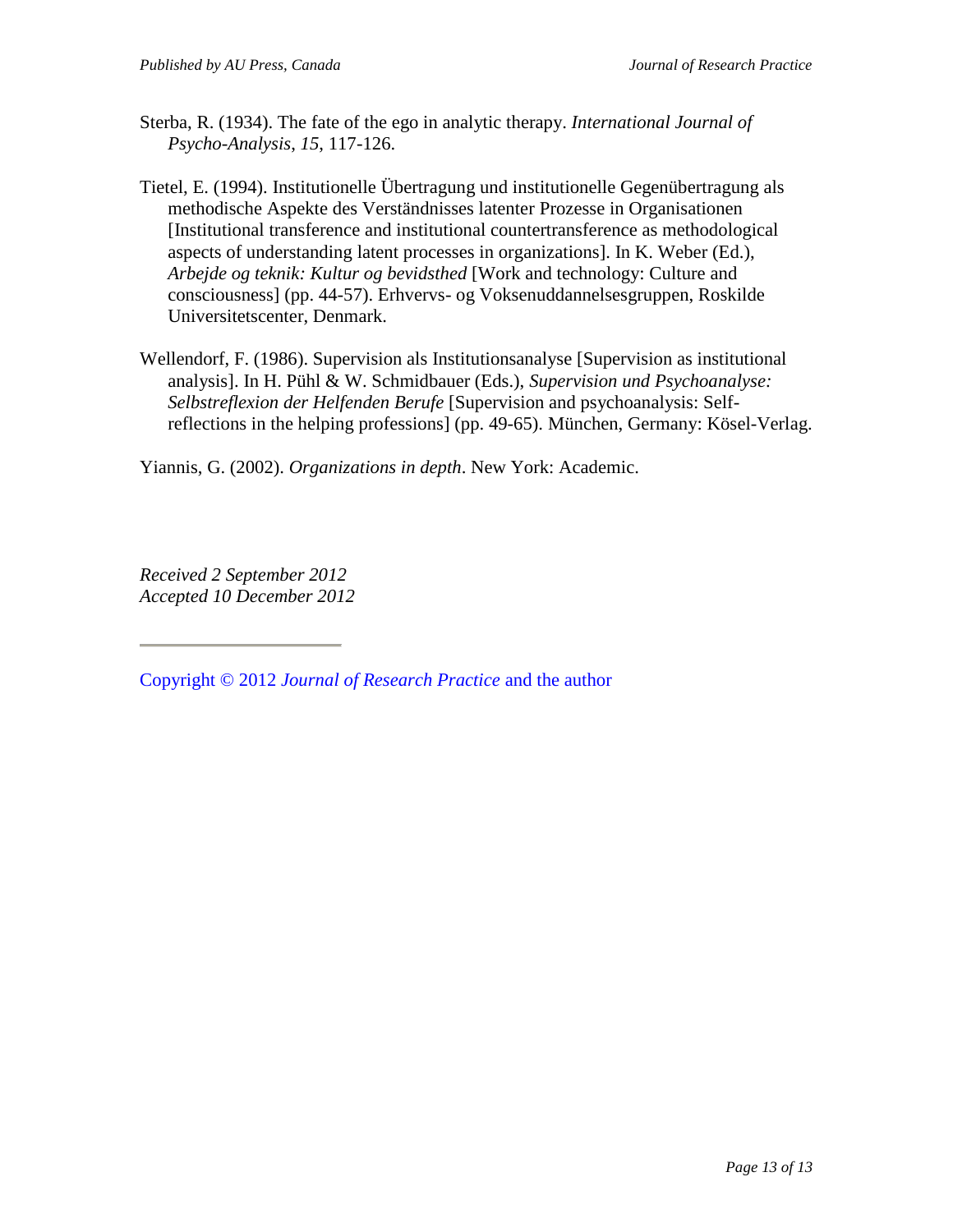Sterba, R. (1934). The fate of the ego in analytic therapy. *International Journal of Psycho-Analysis*, *15*, 117-126.

Tietel, E. (1994). Institutionelle Übertragung und institutionelle Gegenübertragung als methodische Aspekte des Verständnisses latenter Prozesse in Organisationen [Institutional transference and institutional countertransference as methodological aspects of understanding latent processes in organizations]. In K. Weber (Ed.), *Arbejde og teknik: Kultur og bevidsthed* [Work and technology: Culture and consciousness] (pp. 44-57). Erhvervs- og Voksenuddannelsesgruppen, Roskilde Universitetscenter, Denmark.

Wellendorf, F. (1986). Supervision als Institutionsanalyse [Supervision as institutional analysis]. In H. Pühl & W. Schmidbauer (Eds.), *Supervision und Psychoanalyse: Selbstreflexion der Helfenden Berufe* [Supervision and psychoanalysis: Self-reflections in the helping professions] (pp. 49-65). München, Germany: Kösel-Verlag.

Yiannis, G. (2002). *Organizations in depth*. New York: Academic.

*Received 2 September 2012*
*Accepted 10 December 2012*

---

Copyright © 2012 *Journal of Research Practice* and the author